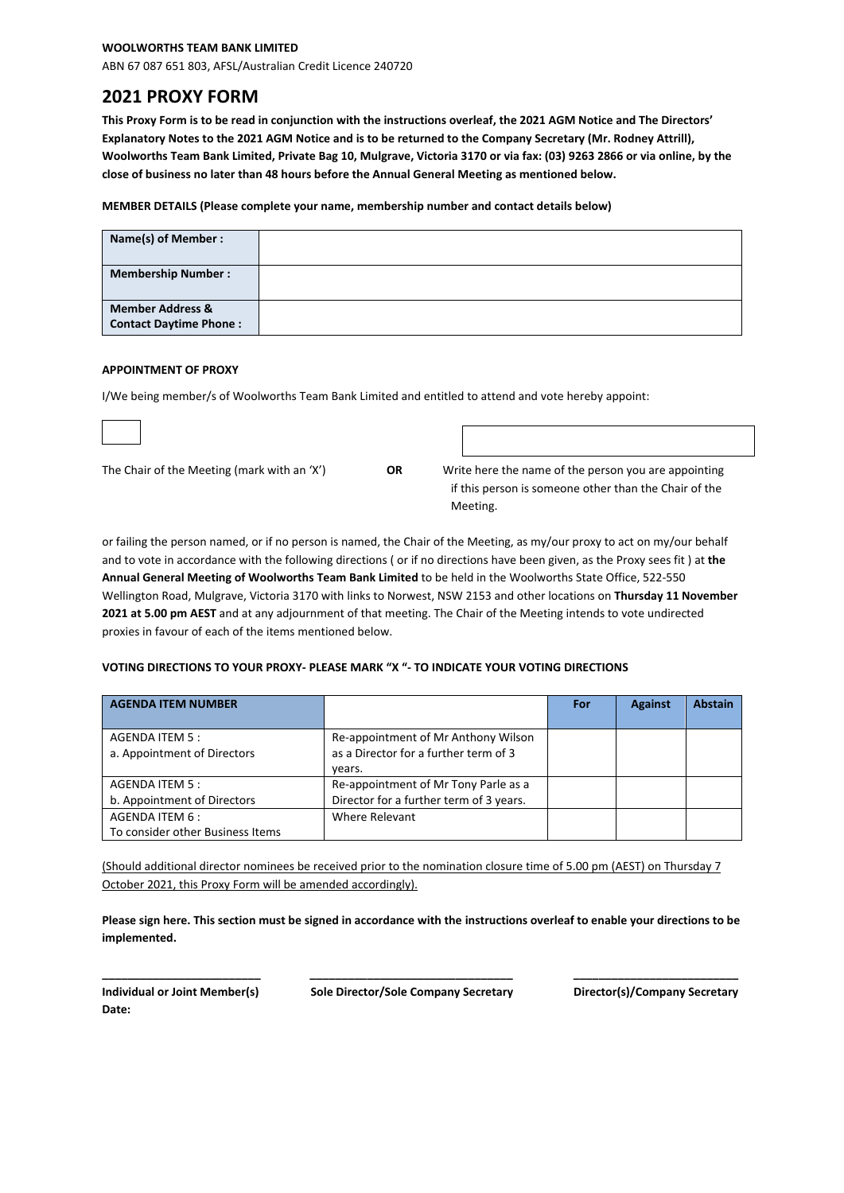**WOOLWORTHS TEAM BANK LIMITED**

ABN 67 087 651 803, AFSL/Australian Credit Licence 240720

# 2021 PROXY FORM

**This Proxy Form is to be read in conjunction with the instructions overleaf, the 2021 AGM Notice and The Directors' Explanatory Notes to the 2021 AGM Notice and is to be returned to the Company Secretary (Mr. Rodney Attrill), Woolworths Team Bank Limited, Private Bag 10, Mulgrave, Victoria 3170 or via fax: (03) 9263 2866 or via online, by the close of business no later than 48 hours before the Annual General Meeting as mentioned below.**

**MEMBER DETAILS (Please complete your name, membership number and contact details below)**

| | |
|---|---|
| **Name(s) of Member :** | |
| **Membership Number :** | |
| **Member Address & Contact Daytime Phone :** | |

**APPOINTMENT OF PROXY**

I/We being member/s of Woolworths Team Bank Limited and entitled to attend and vote hereby appoint:

☐ The Chair of the Meeting (mark with an 'X')

**OR**

Write here the name of the person you are appointing if this person is someone other than the Chair of the Meeting.

or failing the person named, or if no person is named, the Chair of the Meeting, as my/our proxy to act on my/our behalf and to vote in accordance with the following directions ( or if no directions have been given, as the Proxy sees fit ) at **the Annual General Meeting of Woolworths Team Bank Limited** to be held in the Woolworths State Office, 522-550 Wellington Road, Mulgrave, Victoria 3170 with links to Norwest, NSW 2153 and other locations on **Thursday 11 November 2021 at 5.00 pm AEST** and at any adjournment of that meeting. The Chair of the Meeting intends to vote undirected proxies in favour of each of the items mentioned below.

**VOTING DIRECTIONS TO YOUR PROXY- PLEASE MARK "X "- TO INDICATE YOUR VOTING DIRECTIONS**

| **AGENDA ITEM NUMBER** | | **For** | **Against** | **Abstain** |
|---|---|---|---|---|
| AGENDA ITEM 5 : a. Appointment of Directors | Re-appointment of Mr Anthony Wilson as a Director for a further term of 3 years. | | | |
| AGENDA ITEM 5 : b. Appointment of Directors | Re-appointment of Mr Tony Parle as a Director for a further term of 3 years. | | | |
| AGENDA ITEM 6 : To consider other Business Items | Where Relevant | | | |

(Should additional director nominees be received prior to the nomination closure time of 5.00 pm (AEST) on Thursday 7 October 2021, this Proxy Form will be amended accordingly).

**Please sign here. This section must be signed in accordance with the instructions overleaf to enable your directions to be implemented.**

| \_\_\_\_\_\_\_\_\_\_\_\_\_\_\_\_\_\_\_\_\_\_\_\_\_ | \_\_\_\_\_\_\_\_\_\_\_\_\_\_\_\_\_\_\_\_\_\_\_\_\_\_\_\_\_\_\_\_ | \_\_\_\_\_\_\_\_\_\_\_\_\_\_\_\_\_\_\_\_\_\_\_\_\_\_ |
|---|---|---|
| **Individual or Joint Member(s)** | **Sole Director/Sole Company Secretary** | **Director(s)/Company Secretary** |

**Date:**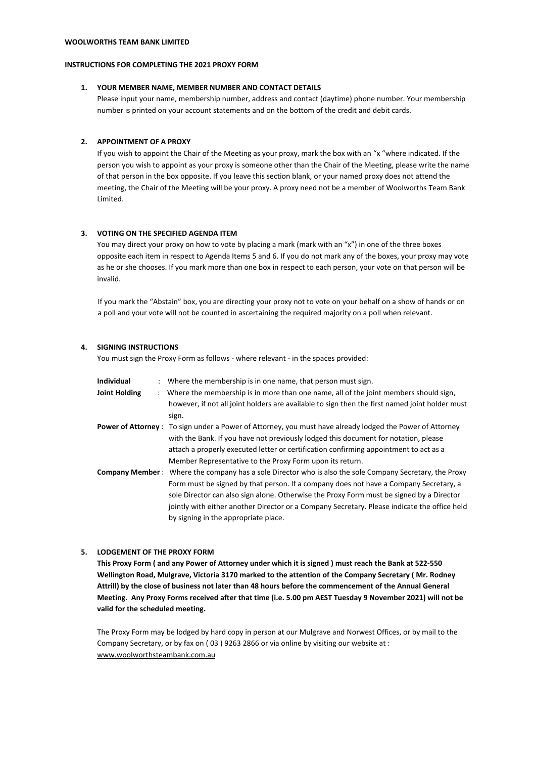**WOOLWORTHS TEAM BANK LIMITED**

**INSTRUCTIONS FOR COMPLETING THE 2021 PROXY FORM**

1. **YOUR MEMBER NAME, MEMBER NUMBER AND CONTACT DETAILS**

   Please input your name, membership number, address and contact (daytime) phone number. Your membership number is printed on your account statements and on the bottom of the credit and debit cards.

2. **APPOINTMENT OF A PROXY**

   If you wish to appoint the Chair of the Meeting as your proxy, mark the box with an "x "where indicated. If the person you wish to appoint as your proxy is someone other than the Chair of the Meeting, please write the name of that person in the box opposite. If you leave this section blank, or your named proxy does not attend the meeting, the Chair of the Meeting will be your proxy. A proxy need not be a member of Woolworths Team Bank Limited.

3. **VOTING ON THE SPECIFIED AGENDA ITEM**

   You may direct your proxy on how to vote by placing a mark (mark with an "x") in one of the three boxes opposite each item in respect to Agenda Items 5 and 6. If you do not mark any of the boxes, your proxy may vote as he or she chooses. If you mark more than one box in respect to each person, your vote on that person will be invalid.

   If you mark the "Abstain" box, you are directing your proxy not to vote on your behalf on a show of hands or on a poll and your vote will not be counted in ascertaining the required majority on a poll when relevant.

4. **SIGNING INSTRUCTIONS**

   You must sign the Proxy Form as follows - where relevant - in the spaces provided:

   **Individual** : Where the membership is in one name, that person must sign.

   **Joint Holding** : Where the membership is in more than one name, all of the joint members should sign, however, if not all joint holders are available to sign then the first named joint holder must sign.

   **Power of Attorney** : To sign under a Power of Attorney, you must have already lodged the Power of Attorney with the Bank. If you have not previously lodged this document for notation, please attach a properly executed letter or certification confirming appointment to act as a Member Representative to the Proxy Form upon its return.

   **Company Member** : Where the company has a sole Director who is also the sole Company Secretary, the Proxy Form must be signed by that person. If a company does not have a Company Secretary, a sole Director can also sign alone. Otherwise the Proxy Form must be signed by a Director jointly with either another Director or a Company Secretary. Please indicate the office held by signing in the appropriate place.

5. **LODGEMENT OF THE PROXY FORM**

   **This Proxy Form ( and any Power of Attorney under which it is signed ) must reach the Bank at 522-550 Wellington Road, Mulgrave, Victoria 3170 marked to the attention of the Company Secretary ( Mr. Rodney Attrill) by the close of business not later than 48 hours before the commencement of the Annual General Meeting. Any Proxy Forms received after that time (i.e. 5.00 pm AEST Tuesday 9 November 2021) will not be valid for the scheduled meeting.**

   The Proxy Form may be lodged by hard copy in person at our Mulgrave and Norwest Offices, or by mail to the Company Secretary, or by fax on ( 03 ) 9263 2866 or via online by visiting our website at : www.woolworthsteambank.com.au